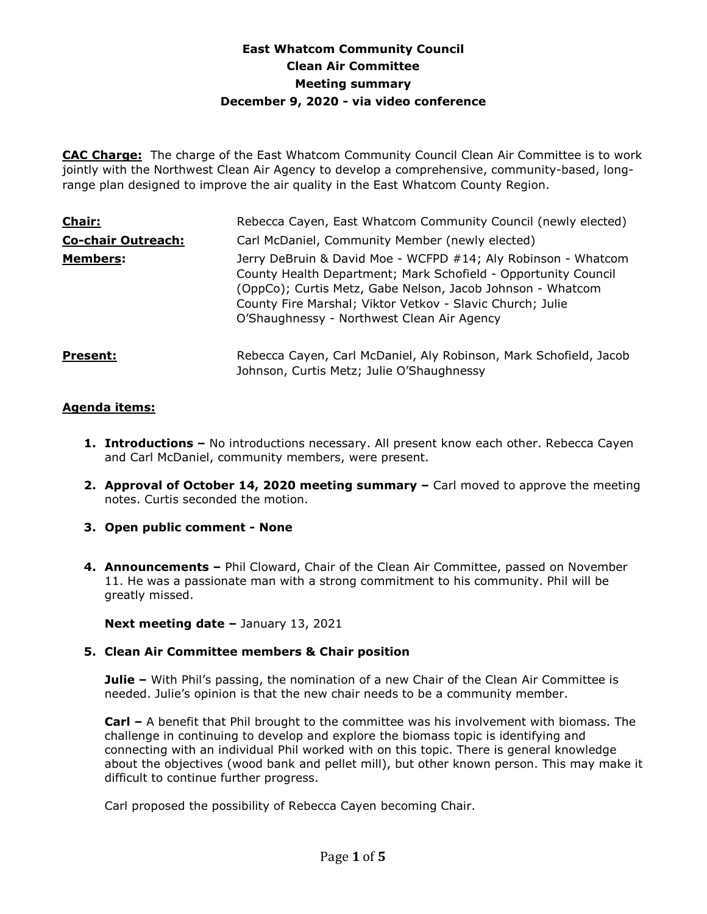# East Whatcom Community Council
## Clean Air Committee
## Meeting summary
## December 9, 2020 - via video conference

**CAC Charge:** The charge of the East Whatcom Community Council Clean Air Committee is to work jointly with the Northwest Clean Air Agency to develop a comprehensive, community-based, long-range plan designed to improve the air quality in the East Whatcom County Region.

| | |
|---|---|
| **Chair:** | Rebecca Cayen, East Whatcom Community Council (newly elected) |
| **Co-chair Outreach:** | Carl McDaniel, Community Member (newly elected) |
| **Members:** | Jerry DeBruin & David Moe - WCFPD #14; Aly Robinson - Whatcom County Health Department; Mark Schofield - Opportunity Council (OppCo); Curtis Metz, Gabe Nelson, Jacob Johnson - Whatcom County Fire Marshal; Viktor Vetkov - Slavic Church; Julie O'Shaughnessy - Northwest Clean Air Agency |
| **Present:** | Rebecca Cayen, Carl McDaniel, Aly Robinson, Mark Schofield, Jacob Johnson, Curtis Metz; Julie O'Shaughnessy |

**Agenda items:**

1. **Introductions –** No introductions necessary. All present know each other. Rebecca Cayen and Carl McDaniel, community members, were present.

2. **Approval of October 14, 2020 meeting summary –** Carl moved to approve the meeting notes. Curtis seconded the motion.

3. **Open public comment - None**

4. **Announcements –** Phil Cloward, Chair of the Clean Air Committee, passed on November 11. He was a passionate man with a strong commitment to his community. Phil will be greatly missed.

   **Next meeting date –** January 13, 2021

5. **Clean Air Committee members & Chair position**

   **Julie –** With Phil's passing, the nomination of a new Chair of the Clean Air Committee is needed. Julie's opinion is that the new chair needs to be a community member.

   **Carl –** A benefit that Phil brought to the committee was his involvement with biomass. The challenge in continuing to develop and explore the biomass topic is identifying and connecting with an individual Phil worked with on this topic. There is general knowledge about the objectives (wood bank and pellet mill), but other known person. This may make it difficult to continue further progress.

   Carl proposed the possibility of Rebecca Cayen becoming Chair.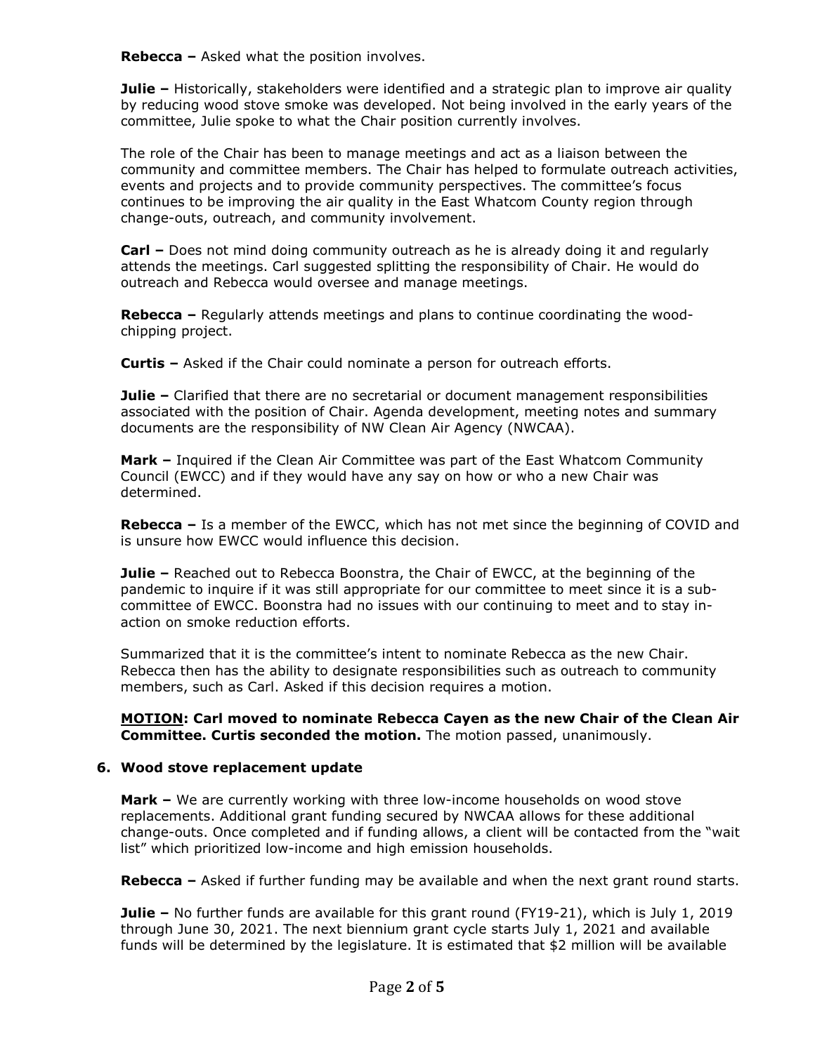**Rebecca –** Asked what the position involves.

**Julie –** Historically, stakeholders were identified and a strategic plan to improve air quality by reducing wood stove smoke was developed. Not being involved in the early years of the committee, Julie spoke to what the Chair position currently involves.

The role of the Chair has been to manage meetings and act as a liaison between the community and committee members. The Chair has helped to formulate outreach activities, events and projects and to provide community perspectives. The committee's focus continues to be improving the air quality in the East Whatcom County region through change-outs, outreach, and community involvement.

**Carl –** Does not mind doing community outreach as he is already doing it and regularly attends the meetings. Carl suggested splitting the responsibility of Chair. He would do outreach and Rebecca would oversee and manage meetings.

**Rebecca –** Regularly attends meetings and plans to continue coordinating the wood-chipping project.

**Curtis –** Asked if the Chair could nominate a person for outreach efforts.

**Julie –** Clarified that there are no secretarial or document management responsibilities associated with the position of Chair. Agenda development, meeting notes and summary documents are the responsibility of NW Clean Air Agency (NWCAA).

**Mark –** Inquired if the Clean Air Committee was part of the East Whatcom Community Council (EWCC) and if they would have any say on how or who a new Chair was determined.

**Rebecca –** Is a member of the EWCC, which has not met since the beginning of COVID and is unsure how EWCC would influence this decision.

**Julie –** Reached out to Rebecca Boonstra, the Chair of EWCC, at the beginning of the pandemic to inquire if it was still appropriate for our committee to meet since it is a sub-committee of EWCC. Boonstra had no issues with our continuing to meet and to stay in-action on smoke reduction efforts.

Summarized that it is the committee's intent to nominate Rebecca as the new Chair. Rebecca then has the ability to designate responsibilities such as outreach to community members, such as Carl. Asked if this decision requires a motion.

**<u>MOTION</u>: Carl moved to nominate Rebecca Cayen as the new Chair of the Clean Air Committee. Curtis seconded the motion.** The motion passed, unanimously.

### 6. Wood stove replacement update

**Mark –** We are currently working with three low-income households on wood stove replacements. Additional grant funding secured by NWCAA allows for these additional change-outs. Once completed and if funding allows, a client will be contacted from the "wait list" which prioritized low-income and high emission households.

**Rebecca –** Asked if further funding may be available and when the next grant round starts.

**Julie –** No further funds are available for this grant round (FY19-21), which is July 1, 2019 through June 30, 2021. The next biennium grant cycle starts July 1, 2021 and available funds will be determined by the legislature. It is estimated that $2 million will be available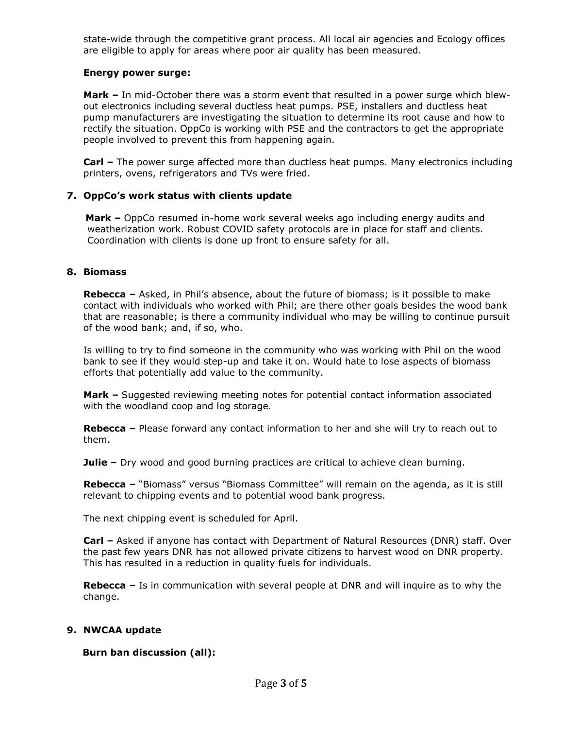state-wide through the competitive grant process. All local air agencies and Ecology offices are eligible to apply for areas where poor air quality has been measured.

**Energy power surge:**

**Mark –** In mid-October there was a storm event that resulted in a power surge which blew-out electronics including several ductless heat pumps. PSE, installers and ductless heat pump manufacturers are investigating the situation to determine its root cause and how to rectify the situation. OppCo is working with PSE and the contractors to get the appropriate people involved to prevent this from happening again.

**Carl –** The power surge affected more than ductless heat pumps. Many electronics including printers, ovens, refrigerators and TVs were fried.

**7. OppCo's work status with clients update**

**Mark –** OppCo resumed in-home work several weeks ago including energy audits and weatherization work. Robust COVID safety protocols are in place for staff and clients. Coordination with clients is done up front to ensure safety for all.

**8. Biomass**

**Rebecca –** Asked, in Phil's absence, about the future of biomass; is it possible to make contact with individuals who worked with Phil; are there other goals besides the wood bank that are reasonable; is there a community individual who may be willing to continue pursuit of the wood bank; and, if so, who.

Is willing to try to find someone in the community who was working with Phil on the wood bank to see if they would step-up and take it on. Would hate to lose aspects of biomass efforts that potentially add value to the community.

**Mark –** Suggested reviewing meeting notes for potential contact information associated with the woodland coop and log storage.

**Rebecca –** Please forward any contact information to her and she will try to reach out to them.

**Julie –** Dry wood and good burning practices are critical to achieve clean burning.

**Rebecca –** "Biomass" versus "Biomass Committee" will remain on the agenda, as it is still relevant to chipping events and to potential wood bank progress.

The next chipping event is scheduled for April.

**Carl –** Asked if anyone has contact with Department of Natural Resources (DNR) staff. Over the past few years DNR has not allowed private citizens to harvest wood on DNR property. This has resulted in a reduction in quality fuels for individuals.

**Rebecca –** Is in communication with several people at DNR and will inquire as to why the change.

**9. NWCAA update**

**Burn ban discussion (all):**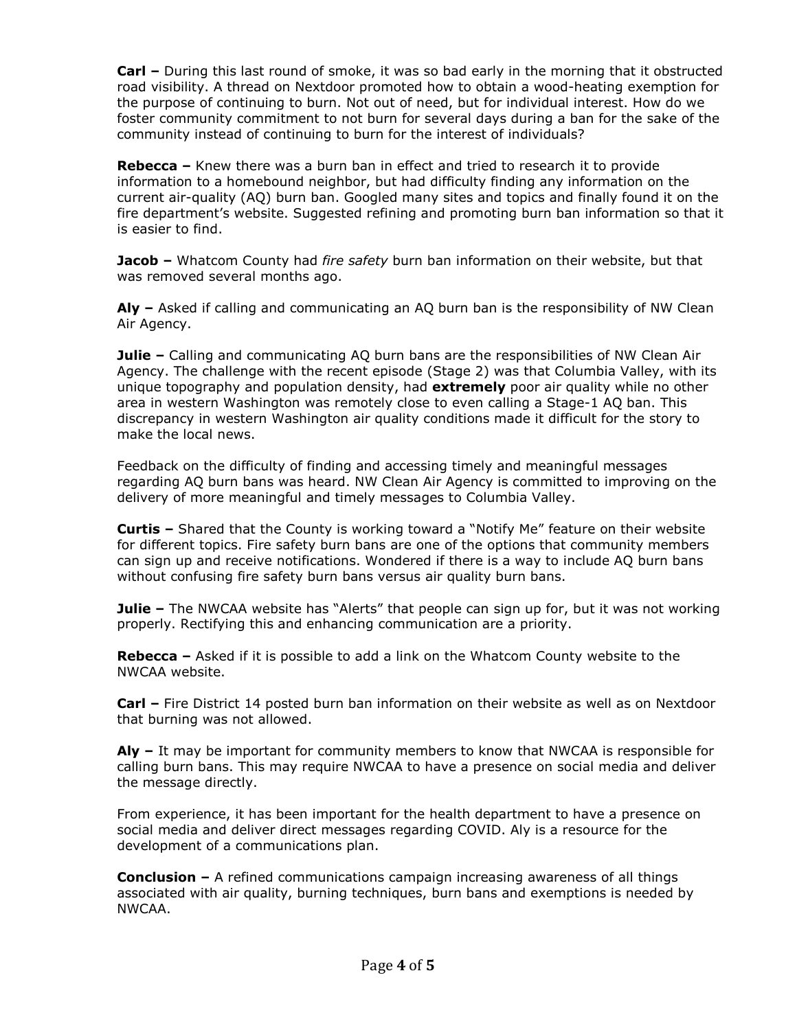**Carl –** During this last round of smoke, it was so bad early in the morning that it obstructed road visibility. A thread on Nextdoor promoted how to obtain a wood-heating exemption for the purpose of continuing to burn. Not out of need, but for individual interest. How do we foster community commitment to not burn for several days during a ban for the sake of the community instead of continuing to burn for the interest of individuals?

**Rebecca –** Knew there was a burn ban in effect and tried to research it to provide information to a homebound neighbor, but had difficulty finding any information on the current air-quality (AQ) burn ban. Googled many sites and topics and finally found it on the fire department's website. Suggested refining and promoting burn ban information so that it is easier to find.

**Jacob –** Whatcom County had *fire safety* burn ban information on their website, but that was removed several months ago.

**Aly –** Asked if calling and communicating an AQ burn ban is the responsibility of NW Clean Air Agency.

**Julie –** Calling and communicating AQ burn bans are the responsibilities of NW Clean Air Agency. The challenge with the recent episode (Stage 2) was that Columbia Valley, with its unique topography and population density, had **extremely** poor air quality while no other area in western Washington was remotely close to even calling a Stage-1 AQ ban. This discrepancy in western Washington air quality conditions made it difficult for the story to make the local news.

Feedback on the difficulty of finding and accessing timely and meaningful messages regarding AQ burn bans was heard. NW Clean Air Agency is committed to improving on the delivery of more meaningful and timely messages to Columbia Valley.

**Curtis –** Shared that the County is working toward a "Notify Me" feature on their website for different topics. Fire safety burn bans are one of the options that community members can sign up and receive notifications. Wondered if there is a way to include AQ burn bans without confusing fire safety burn bans versus air quality burn bans.

**Julie –** The NWCAA website has "Alerts" that people can sign up for, but it was not working properly. Rectifying this and enhancing communication are a priority.

**Rebecca –** Asked if it is possible to add a link on the Whatcom County website to the NWCAA website.

**Carl –** Fire District 14 posted burn ban information on their website as well as on Nextdoor that burning was not allowed.

**Aly –** It may be important for community members to know that NWCAA is responsible for calling burn bans. This may require NWCAA to have a presence on social media and deliver the message directly.

From experience, it has been important for the health department to have a presence on social media and deliver direct messages regarding COVID. Aly is a resource for the development of a communications plan.

**Conclusion –** A refined communications campaign increasing awareness of all things associated with air quality, burning techniques, burn bans and exemptions is needed by NWCAA.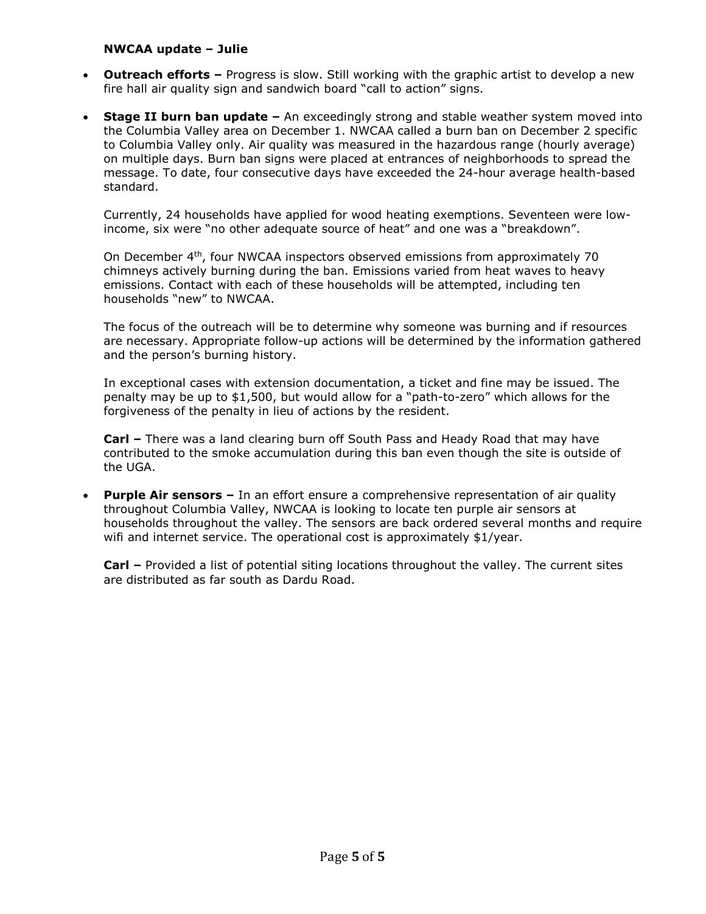**NWCAA update – Julie**

- **Outreach efforts –** Progress is slow. Still working with the graphic artist to develop a new fire hall air quality sign and sandwich board "call to action" signs.

- **Stage II burn ban update –** An exceedingly strong and stable weather system moved into the Columbia Valley area on December 1. NWCAA called a burn ban on December 2 specific to Columbia Valley only. Air quality was measured in the hazardous range (hourly average) on multiple days. Burn ban signs were placed at entrances of neighborhoods to spread the message. To date, four consecutive days have exceeded the 24-hour average health-based standard.

  Currently, 24 households have applied for wood heating exemptions. Seventeen were low-income, six were "no other adequate source of heat" and one was a "breakdown".

  On December 4th, four NWCAA inspectors observed emissions from approximately 70 chimneys actively burning during the ban. Emissions varied from heat waves to heavy emissions. Contact with each of these households will be attempted, including ten households "new" to NWCAA.

  The focus of the outreach will be to determine why someone was burning and if resources are necessary. Appropriate follow-up actions will be determined by the information gathered and the person's burning history.

  In exceptional cases with extension documentation, a ticket and fine may be issued. The penalty may be up to $1,500, but would allow for a "path-to-zero" which allows for the forgiveness of the penalty in lieu of actions by the resident.

  **Carl –** There was a land clearing burn off South Pass and Heady Road that may have contributed to the smoke accumulation during this ban even though the site is outside of the UGA.

- **Purple Air sensors –** In an effort ensure a comprehensive representation of air quality throughout Columbia Valley, NWCAA is looking to locate ten purple air sensors at households throughout the valley. The sensors are back ordered several months and require wifi and internet service. The operational cost is approximately $1/year.

  **Carl –** Provided a list of potential siting locations throughout the valley. The current sites are distributed as far south as Dardu Road.